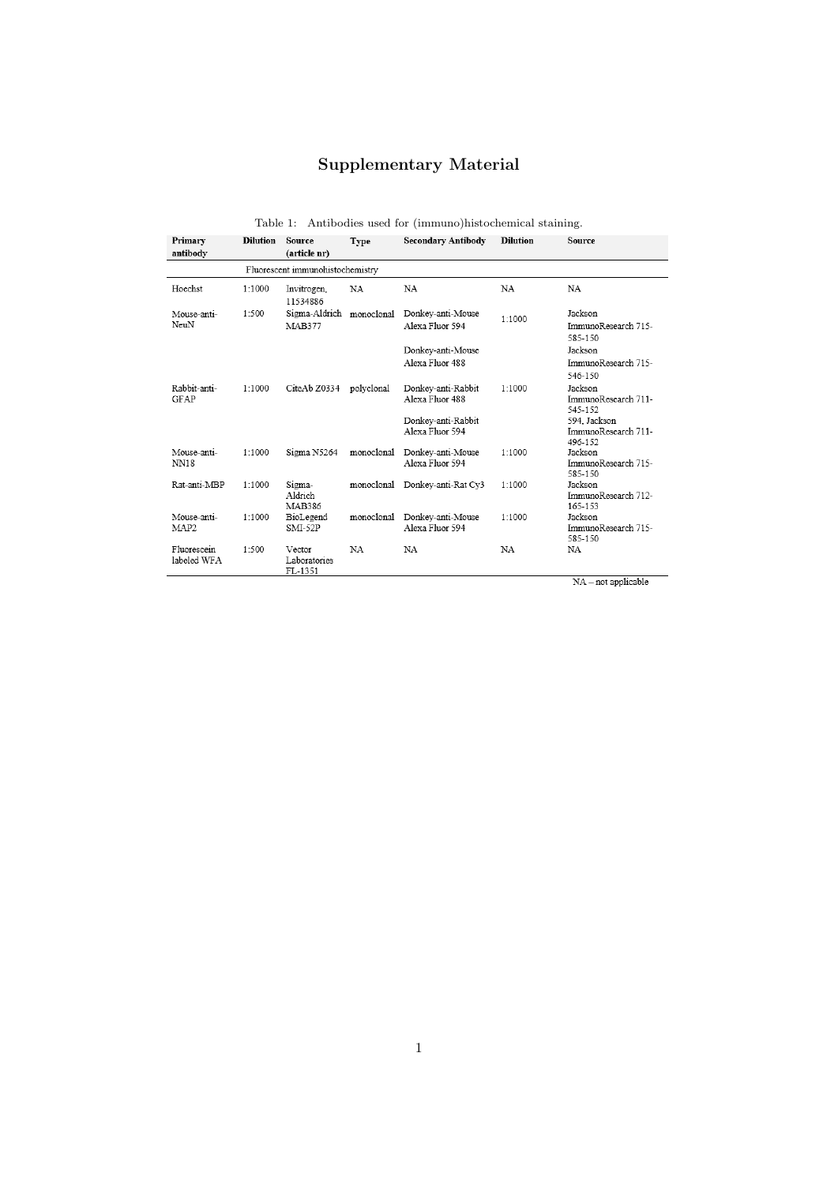# Supplementary Material

Table 1: Antibodies used for (immuno)histochemical staining.

| Primary antibody | Dilution | Source (article nr) | Type | Secondary Antibody | Dilution | Source |
|---|---|---|---|---|---|---|
| | | Fluorescent immunohistochemistry | | | | |
| Hoechst | 1:1000 | Invitrogen, 11534886 | NA | NA | NA | NA |
| Mouse-anti-NeuN | 1:500 | Sigma-Aldrich MAB377 | monoclonal | Donkey-anti-Mouse Alexa Fluor 594 | 1:1000 | Jackson ImmunoResearch 715-585-150 |
| | | | | Donkey-anti-Mouse Alexa Fluor 488 | | Jackson ImmunoResearch 715-546-150 |
| Rabbit-anti-GFAP | 1:1000 | CiteAb Z0334 | polyclonal | Donkey-anti-Rabbit Alexa Fluor 488 | 1:1000 | Jackson ImmunoResearch 711-545-152 |
| | | | | Donkey-anti-Rabbit Alexa Fluor 594 | | 594, Jackson ImmunoResearch 711-496-152 |
| Mouse-anti-NN18 | 1:1000 | Sigma N5264 | monoclonal | Donkey-anti-Mouse Alexa Fluor 594 | 1:1000 | Jackson ImmunoResearch 715-585-150 |
| Rat-anti-MBP | 1:1000 | Sigma-Aldrich MAB386 | monoclonal | Donkey-anti-Rat Cy3 | 1:1000 | Jackson ImmunoResearch 712-165-153 |
| Mouse-anti-MAP2 | 1:1000 | BioLegend SMI-52P | monoclonal | Donkey-anti-Mouse Alexa Fluor 594 | 1:1000 | Jackson ImmunoResearch 715-585-150 |
| Fluorescein labeled WFA | 1:500 | Vector Laboratories FL-1351 | NA | NA | NA | NA |

NA – not applicable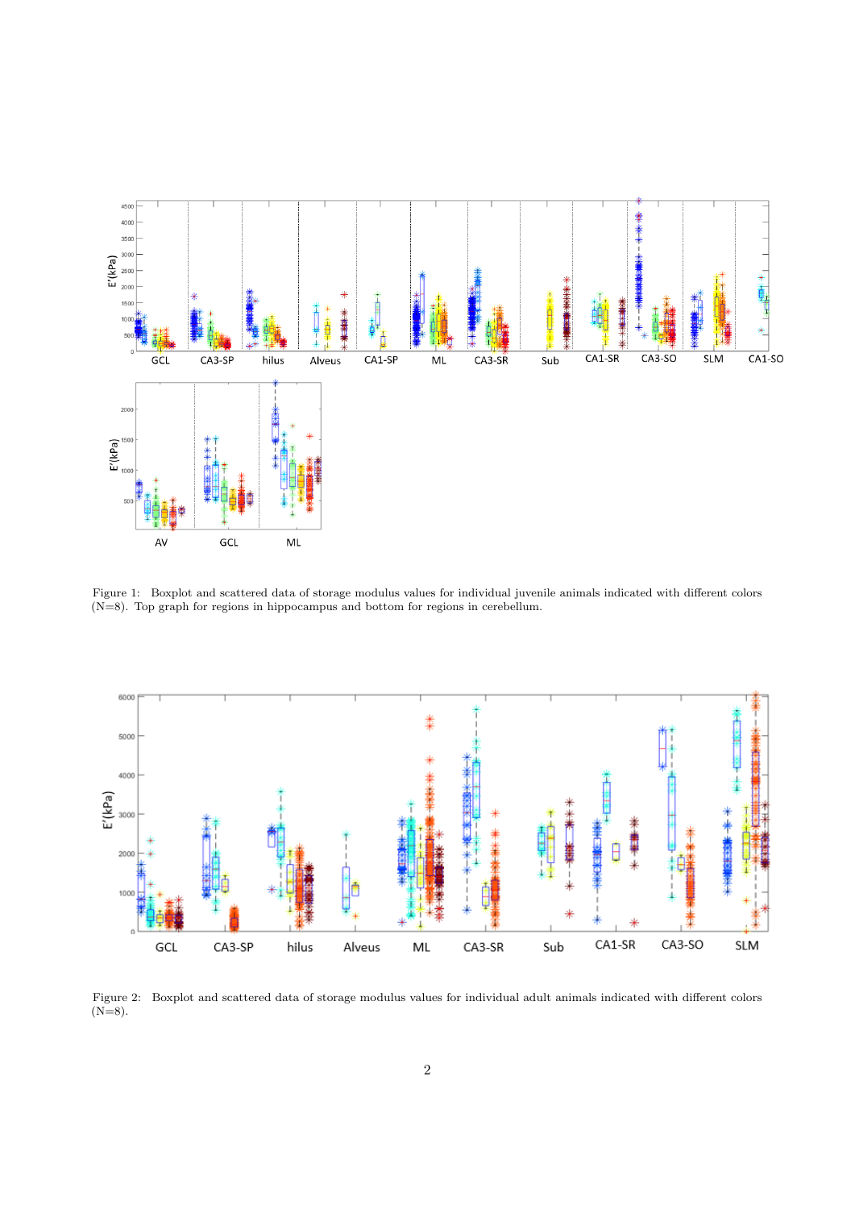Figure 1: Boxplot and scattered data of storage modulus values for individual juvenile animals indicated with different colors (N=8). Top graph for regions in hippocampus and bottom for regions in cerebellum.

Figure 2: Boxplot and scattered data of storage modulus values for individual adult animals indicated with different colors (N=8).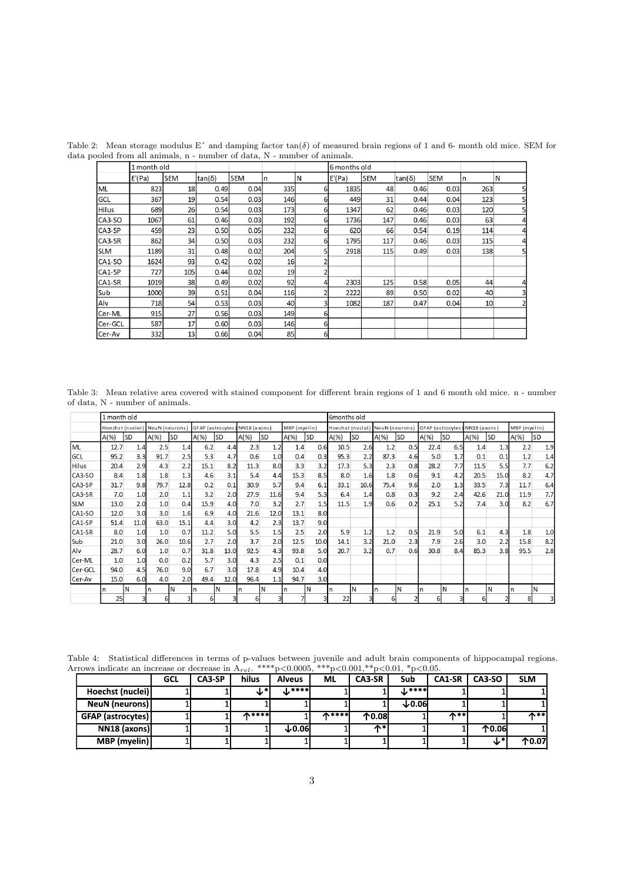Table 2: Mean storage modulus E´ and damping factor tan(δ) of measured brain regions of 1 and 6- month old mice. SEM for data pooled from all animals, n - number of data, N - number of animals.

| | 1 month old | | | | | | 6 months old | | | | | |
|---|---|---|---|---|---|---|---|---|---|---|---|---|
| | E'(Pa) | SEM | tan(δ) | SEM | n | N | E'(Pa) | SEM | tan(δ) | SEM | n | N |
| ML | 823 | 18 | 0.49 | 0.04 | 335 | 6 | 1835 | 48 | 0.46 | 0.03 | 263 | 5 |
| GCL | 367 | 19 | 0.54 | 0.03 | 146 | 6 | 449 | 31 | 0.44 | 0.04 | 123 | 5 |
| Hilus | 689 | 26 | 0.54 | 0.03 | 173 | 6 | 1347 | 62 | 0.46 | 0.03 | 120 | 5 |
| CA3-SO | 1067 | 61 | 0.46 | 0.03 | 192 | 6 | 1736 | 147 | 0.46 | 0.03 | 63 | 4 |
| CA3-SP | 459 | 23 | 0.50 | 0.05 | 232 | 6 | 620 | 66 | 0.54 | 0.19 | 114 | 4 |
| CA3-SR | 862 | 34 | 0.50 | 0.03 | 232 | 6 | 1795 | 117 | 0.46 | 0.03 | 115 | 4 |
| SLM | 1189 | 31 | 0.48 | 0.02 | 204 | 5 | 2918 | 115 | 0.49 | 0.03 | 138 | 5 |
| CA1-SO | 1624 | 93 | 0.42 | 0.02 | 16 | 2 | | | | | | |
| CA1-SP | 727 | 105 | 0.44 | 0.02 | 19 | 2 | | | | | | |
| CA1-SR | 1019 | 38 | 0.49 | 0.02 | 92 | 4 | 2303 | 125 | 0.58 | 0.05 | 44 | 4 |
| Sub | 1000 | 39 | 0.51 | 0.04 | 116 | 2 | 2222 | 89 | 0.50 | 0.02 | 40 | 3 |
| Alv | 718 | 54 | 0.53 | 0.03 | 40 | 3 | 1082 | 187 | 0.47 | 0.04 | 10 | 2 |
| Cer-ML | 915 | 27 | 0.56 | 0.03 | 149 | 6 | | | | | | |
| Cer-GCL | 587 | 17 | 0.60 | 0.03 | 146 | 6 | | | | | | |
| Cer-Av | 332 | 13 | 0.66 | 0.04 | 85 | 6 | | | | | | |

Table 3: Mean relative area covered with stained component for different brain regions of 1 and 6 month old mice. n - number of data, N - number of animals.

| | 1 month old | | | | | | | | | | 6months old | | | | | | | | | |
|---|---|---|---|---|---|---|---|---|---|---|---|---|---|---|---|---|---|---|---|---|
| | Hoechst (nuclei) | | NeuN (neurons) | | GFAP (astrocytes) | | NN18 (axons) | | MBP (myelin) | | Hoechst (nuclei) | | NeuN (neurons) | | GFAP (astrocytes) | | NN18 (axons) | | MBP (myelin) | |
| | A(%) | SD | A(%) | SD | A(%) | SD | A(%) | SD | A(%) | SD | A(%) | SD | A(%) | SD | A(%) | SD | A(%) | SD | A(%) | SD |
| ML | 12.7 | 1.4 | 2.5 | 1.4 | 6.2 | 4.4 | 2.3 | 1.2 | 1.4 | 0.6 | 10.5 | 2.6 | 1.2 | 0.5 | 22.4 | 6.5 | 1.4 | 1.3 | 2.2 | 1.9 |
| GCL | 95.2 | 3.3 | 91.7 | 2.5 | 5.3 | 4.7 | 0.6 | 1.0 | 0.4 | 0.3 | 95.3 | 2.2 | 87.3 | 4.6 | 5.0 | 1.7 | 0.1 | 0.1 | 1.2 | 1.4 |
| Hilus | 20.4 | 2.9 | 4.3 | 2.2 | 15.1 | 8.2 | 11.3 | 8.0 | 3.3 | 3.2 | 17.3 | 5.3 | 2.3 | 0.8 | 28.2 | 7.7 | 11.5 | 5.5 | 7.7 | 6.2 |
| CA3-SO | 8.4 | 1.8 | 1.8 | 1.3 | 4.6 | 3.1 | 5.4 | 4.4 | 15.3 | 8.5 | 8.0 | 1.6 | 1.8 | 0.6 | 9.1 | 4.2 | 20.5 | 15.0 | 8.2 | 4.7 |
| CA3-SP | 31.7 | 9.8 | 79.7 | 12.8 | 0.2 | 0.1 | 30.9 | 5.7 | 9.4 | 6.1 | 33.1 | 10.6 | 75.4 | 9.6 | 2.0 | 1.3 | 33.5 | 7.3 | 11.7 | 6.4 |
| CA3-SR | 7.0 | 1.0 | 2.0 | 1.1 | 3.2 | 2.0 | 27.9 | 11.6 | 9.4 | 5.3 | 6.4 | 1.4 | 0.8 | 0.3 | 9.2 | 2.4 | 42.6 | 21.0 | 11.9 | 7.7 |
| SLM | 13.0 | 2.0 | 1.0 | 0.4 | 15.9 | 4.0 | 7.0 | 3.2 | 2.7 | 1.5 | 11.5 | 1.9 | 0.6 | 0.2 | 25.1 | 5.2 | 7.4 | 3.0 | 8.2 | 6.7 |
| CA1-SO | 12.0 | 3.0 | 3.0 | 1.6 | 6.9 | 4.0 | 21.6 | 12.0 | 13.1 | 8.0 | | | | | | | | | | |
| CA1-SP | 51.4 | 11.0 | 63.0 | 15.1 | 4.4 | 3.0 | 4.2 | 2.3 | 13.7 | 9.0 | | | | | | | | | | |
| CA1-SR | 8.0 | 1.0 | 1.0 | 0.7 | 11.2 | 5.0 | 5.5 | 1.5 | 2.5 | 2.0 | 5.9 | 1.2 | 1.2 | 0.5 | 21.9 | 5.0 | 6.1 | 4.3 | 1.8 | 1.0 |
| Sub | 21.0 | 3.0 | 26.0 | 10.6 | 2.7 | 2.0 | 3.7 | 2.0 | 12.5 | 10.0 | 14.1 | 3.2 | 21.0 | 2.3 | 7.9 | 2.6 | 3.0 | 2.2 | 15.8 | 8.2 |
| Alv | 28.7 | 6.0 | 1.0 | 0.7 | 31.8 | 13.0 | 92.5 | 4.3 | 93.8 | 5.0 | 20.7 | 3.2 | 0.7 | 0.6 | 30.8 | 8.4 | 85.3 | 3.8 | 95.5 | 2.8 |
| Cer-ML | 1.0 | 1.0 | 0.0 | 0.2 | 5.7 | 3.0 | 4.3 | 2.5 | 0.1 | 0.0 | | | | | | | | | | |
| Cer-GCL | 94.0 | 4.5 | 76.0 | 9.0 | 6.7 | 3.0 | 17.8 | 4.9 | 10.4 | 4.0 | | | | | | | | | | |
| Cer-Av | 15.0 | 6.0 | 4.0 | 2.0 | 49.4 | 12.0 | 96.4 | 1.1 | 94.7 | 3.0 | | | | | | | | | | |
| | n | N | n | N | n | N | n | N | n | N | n | N | n | N | n | N | n | N | n | N |
| | 25 | 3 | 6 | 3 | 6 | 3 | 6 | 3 | 7 | 3 | 22 | 3 | 6 | 2 | 6 | 3 | 6 | 2 | 8 | 3 |

Table 4: Statistical differences in terms of p-values between juvenile and adult brain components of hippocampal regions. Arrows indicate an increase or decrease in $A_{rel}$. ****p<0.0005, ***p<0.001,**p<0.01, *p<0.05.

| | GCL | CA3-SP | hilus | Alveus | ML | CA3-SR | Sub | CA1-SR | CA3-SO | SLM |
|---|---|---|---|---|---|---|---|---|---|---|
| **Hoechst (nuclei)** | 1 | 1 | ↓* | ↓**** | 1 | 1 | ↓**** | 1 | 1 | 1 |
| **NeuN (neurons)** | 1 | 1 | 1 | 1 | 1 | 1 | ↓0.06 | 1 | 1 | 1 |
| **GFAP (astrocytes)** | 1 | 1 | ↑**** | 1 | ↑**** | ↑0.08 | 1 | ↑** | 1 | ↑** |
| **NN18 (axons)** | 1 | 1 | 1 | ↓0.06 | 1 | ↑* | 1 | 1 | ↑0.06 | 1 |
| **MBP (myelin)** | 1 | 1 | 1 | 1 | 1 | 1 | 1 | 1 | ↓* | ↑0.07 |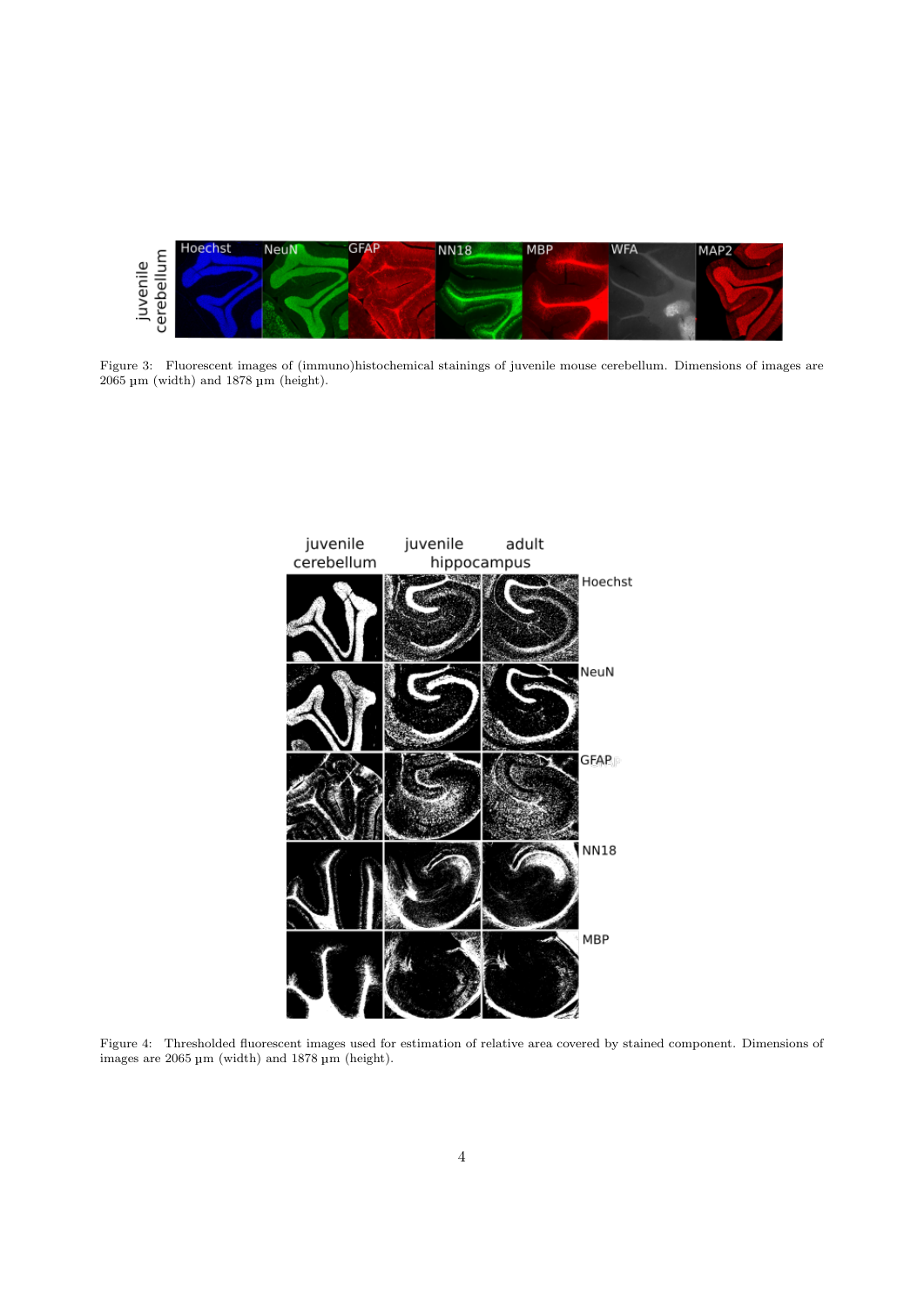Figure 3: Fluorescent images of (immuno)histochemical stainings of juvenile mouse cerebellum. Dimensions of images are 2065 µm (width) and 1878 µm (height).

Figure 4: Thresholded fluorescent images used for estimation of relative area covered by stained component. Dimensions of images are 2065 µm (width) and 1878 µm (height).